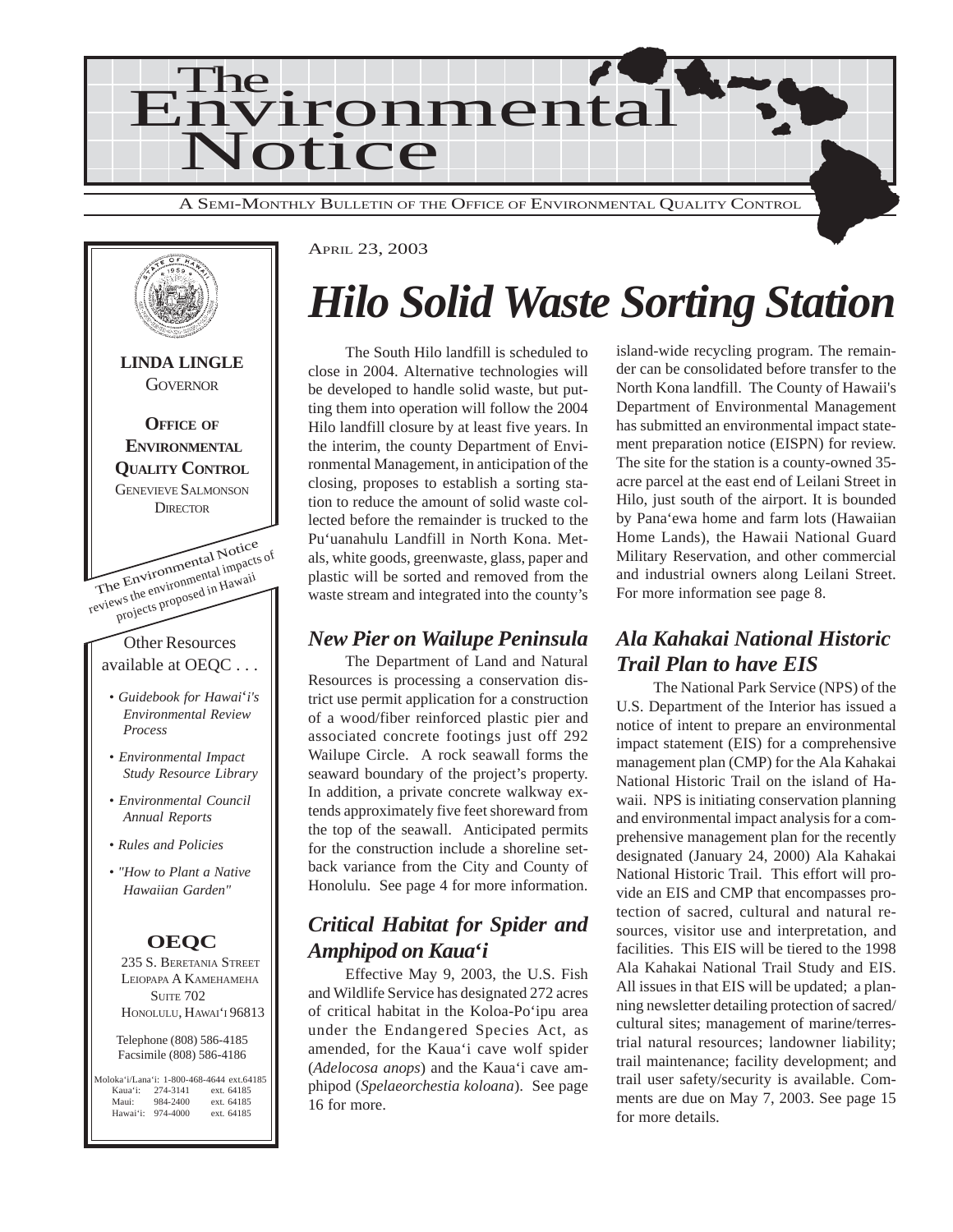# The Environmental Notice

A SEMI-MONTHLY BULLETIN OF THE OFFICE OF ENVIRONMENTAL QUALITY CONTROL

**LINDA LINGLE**
GOVERNOR

**OFFICE OF ENVIRONMENTAL QUALITY CONTROL**
GENEVIEVE SALMONSON
DIRECTOR

The Environmental Notice reviews the environmental impacts of projects proposed in Hawaii

Other Resources available at OEQC . . .

- *Guidebook for Hawai'i's Environmental Review Process*
- *Environmental Impact Study Resource Library*
- *Environmental Council Annual Reports*
- *Rules and Policies*
- *"How to Plant a Native Hawaiian Garden"*

**OEQC**
235 S. BERETANIA STREET
LEIOPAPA A KAMEHAMEHA
SUITE 702
HONOLULU, HAWAI'I 96813

Telephone (808) 586-4185
Facsimile (808) 586-4186

Moloka'i/Lana'i: 1-800-468-4644 ext.64185
Kaua'i: 274-3141 ext. 64185
Maui: 984-2400 ext. 64185
Hawai'i: 974-4000 ext. 64185

APRIL 23, 2003

# *Hilo Solid Waste Sorting Station*

The South Hilo landfill is scheduled to close in 2004. Alternative technologies will be developed to handle solid waste, but putting them into operation will follow the 2004 Hilo landfill closure by at least five years. In the interim, the county Department of Environmental Management, in anticipation of the closing, proposes to establish a sorting station to reduce the amount of solid waste collected before the remainder is trucked to the Pu'uanahulu Landfill in North Kona. Metals, white goods, greenwaste, glass, paper and plastic will be sorted and removed from the waste stream and integrated into the county's island-wide recycling program. The remainder can be consolidated before transfer to the North Kona landfill. The County of Hawaii's Department of Environmental Management has submitted an environmental impact statement preparation notice (EISPN) for review. The site for the station is a county-owned 35-acre parcel at the east end of Leilani Street in Hilo, just south of the airport. It is bounded by Pana'ewa home and farm lots (Hawaiian Home Lands), the Hawaii National Guard Military Reservation, and other commercial and industrial owners along Leilani Street. For more information see page 8.

## *New Pier on Wailupe Peninsula*

The Department of Land and Natural Resources is processing a conservation district use permit application for a construction of a wood/fiber reinforced plastic pier and associated concrete footings just off 292 Wailupe Circle. A rock seawall forms the seaward boundary of the project's property. In addition, a private concrete walkway extends approximately five feet shoreward from the top of the seawall. Anticipated permits for the construction include a shoreline setback variance from the City and County of Honolulu. See page 4 for more information.

## *Critical Habitat for Spider and Amphipod on Kaua'i*

Effective May 9, 2003, the U.S. Fish and Wildlife Service has designated 272 acres of critical habitat in the Koloa-Po'ipu area under the Endangered Species Act, as amended, for the Kaua'i cave wolf spider (*Adelocosa anops*) and the Kaua'i cave amphipod (*Spelaeorchestia koloana*). See page 16 for more.

## *Ala Kahakai National Historic Trail Plan to have EIS*

The National Park Service (NPS) of the U.S. Department of the Interior has issued a notice of intent to prepare an environmental impact statement (EIS) for a comprehensive management plan (CMP) for the Ala Kahakai National Historic Trail on the island of Hawaii. NPS is initiating conservation planning and environmental impact analysis for a comprehensive management plan for the recently designated (January 24, 2000) Ala Kahakai National Historic Trail. This effort will provide an EIS and CMP that encompasses protection of sacred, cultural and natural resources, visitor use and interpretation, and facilities. This EIS will be tiered to the 1998 Ala Kahakai National Trail Study and EIS. All issues in that EIS will be updated; a planning newsletter detailing protection of sacred/cultural sites; management of marine/terrestrial natural resources; landowner liability; trail maintenance; facility development; and trail user safety/security is available. Comments are due on May 7, 2003. See page 15 for more details.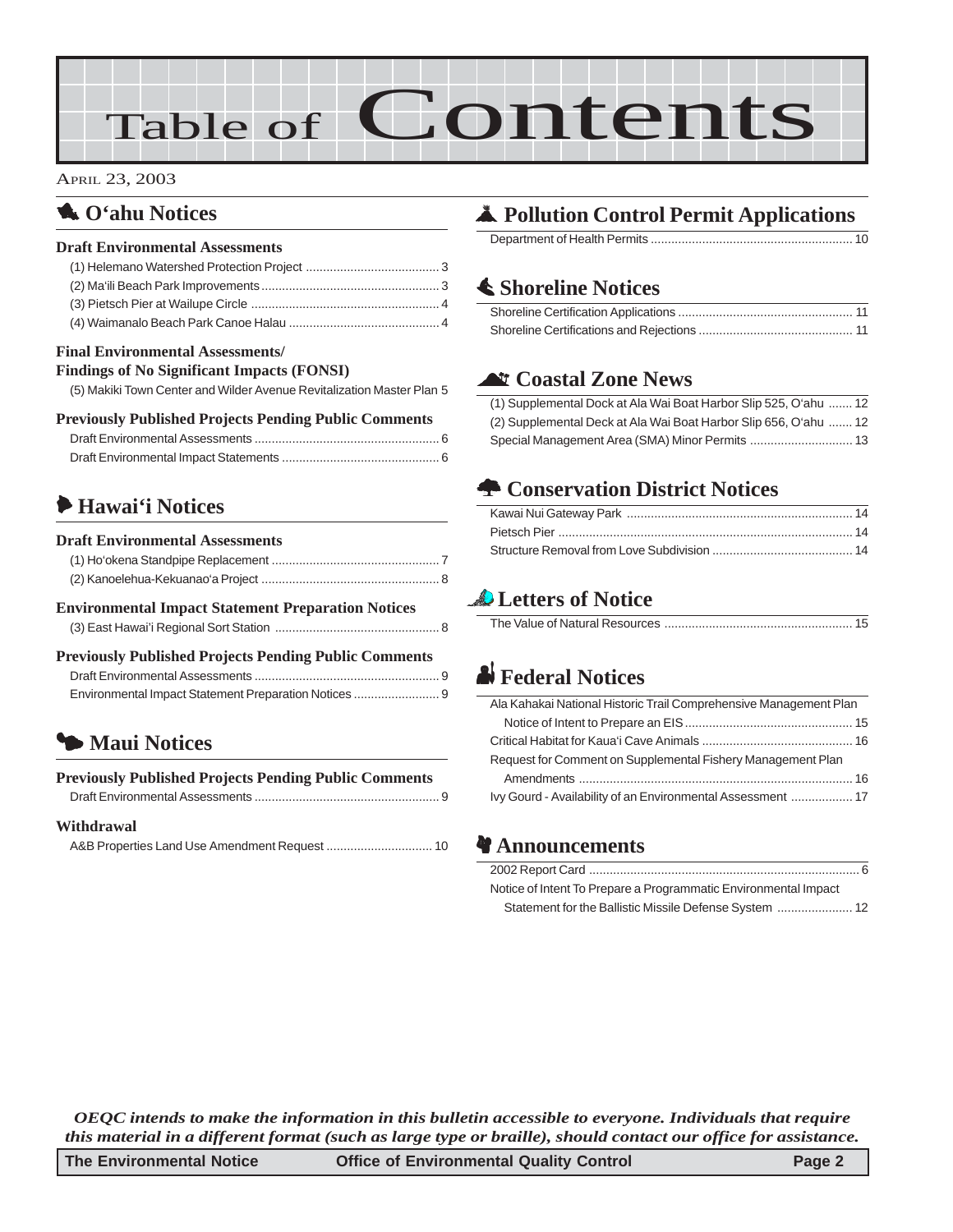# Table of Contents

April 23, 2003

## O'ahu Notices

### Draft Environmental Assessments

- (1) Helemano Watershed Protection Project ....................................... 3
- (2) Ma'ili Beach Park Improvements ....................................... 3
- (3) Pietsch Pier at Wailupe Circle ....................................... 4
- (4) Waimanalo Beach Park Canoe Halau ....................................... 4

### Final Environmental Assessments/ Findings of No Significant Impacts (FONSI)

- (5) Makiki Town Center and Wilder Avenue Revitalization Master Plan 5

### Previously Published Projects Pending Public Comments

- Draft Environmental Assessments ....................................... 6
- Draft Environmental Impact Statements ....................................... 6

## Hawai'i Notices

### Draft Environmental Assessments

- (1) Ho'okena Standpipe Replacement ....................................... 7
- (2) Kanoelehua-Kekuanao'a Project ....................................... 8

### Environmental Impact Statement Preparation Notices

- (3) East Hawai'i Regional Sort Station ....................................... 8

### Previously Published Projects Pending Public Comments

- Draft Environmental Assessments ....................................... 9
- Environmental Impact Statement Preparation Notices ....................................... 9

## Maui Notices

### Previously Published Projects Pending Public Comments

- Draft Environmental Assessments ....................................... 9

### Withdrawal

- A&B Properties Land Use Amendment Request ....................................... 10

## Pollution Control Permit Applications

- Department of Health Permits ....................................... 10

## Shoreline Notices

- Shoreline Certification Applications ....................................... 11
- Shoreline Certifications and Rejections ....................................... 11

## Coastal Zone News

- (1) Supplemental Dock at Ala Wai Boat Harbor Slip 525, O'ahu ....... 12
- (2) Supplemental Deck at Ala Wai Boat Harbor Slip 656, O'ahu ....... 12
- Special Management Area (SMA) Minor Permits ....................................... 13

## Conservation District Notices

- Kawai Nui Gateway Park ....................................... 14
- Pietsch Pier ....................................... 14
- Structure Removal from Love Subdivision ....................................... 14

## Letters of Notice

- The Value of Natural Resources ....................................... 15

## Federal Notices

- Ala Kahakai National Historic Trail Comprehensive Management Plan Notice of Intent to Prepare an EIS ....................................... 15
- Critical Habitat for Kaua'i Cave Animals ....................................... 16
- Request for Comment on Supplemental Fishery Management Plan Amendments ....................................... 16
- Ivy Gourd - Availability of an Environmental Assessment ....................................... 17

## Announcements

- 2002 Report Card ....................................... 6
- Notice of Intent To Prepare a Programmatic Environmental Impact Statement for the Ballistic Missile Defense System ....................................... 12

***OEQC intends to make the information in this bulletin accessible to everyone. Individuals that require this material in a different format (such as large type or braille), should contact our office for assistance.***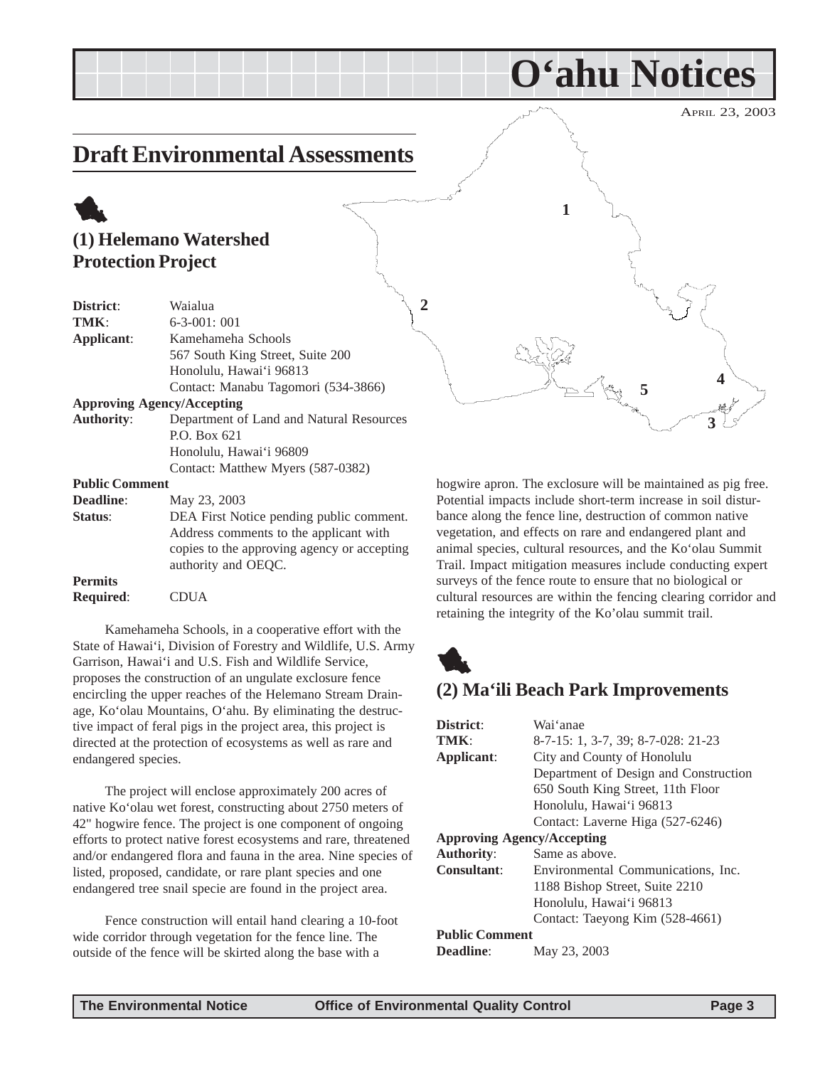# O'ahu Notices

April 23, 2003

## Draft Environmental Assessments

### (1) Helemano Watershed Protection Project

**District**: Waialua
**TMK**: 6-3-001: 001
**Applicant**: Kamehameha Schools
567 South King Street, Suite 200
Honolulu, Hawai'i 96813
Contact: Manabu Tagomori (534-3866)

**Approving Agency/Accepting**
**Authority**: Department of Land and Natural Resources
P.O. Box 621
Honolulu, Hawai'i 96809
Contact: Matthew Myers (587-0382)

**Public Comment**
**Deadline**: May 23, 2003
**Status**: DEA First Notice pending public comment. Address comments to the applicant with copies to the approving agency or accepting authority and OEQC.

**Permits**
**Required**: CDUA

Kamehameha Schools, in a cooperative effort with the State of Hawai'i, Division of Forestry and Wildlife, U.S. Army Garrison, Hawai'i and U.S. Fish and Wildlife Service, proposes the construction of an ungulate exclosure fence encircling the upper reaches of the Helemano Stream Drainage, Ko'olau Mountains, O'ahu. By eliminating the destructive impact of feral pigs in the project area, this project is directed at the protection of ecosystems as well as rare and endangered species.

The project will enclose approximately 200 acres of native Ko'olau wet forest, constructing about 2750 meters of 42" hogwire fence. The project is one component of ongoing efforts to protect native forest ecosystems and rare, threatened and/or endangered flora and fauna in the area. Nine species of listed, proposed, candidate, or rare plant species and one endangered tree snail specie are found in the project area.

Fence construction will entail hand clearing a 10-foot wide corridor through vegetation for the fence line. The outside of the fence will be skirted along the base with a hogwire apron. The exclosure will be maintained as pig free. Potential impacts include short-term increase in soil disturbance along the fence line, destruction of common native vegetation, and effects on rare and endangered plant and animal species, cultural resources, and the Ko'olau Summit Trail. Impact mitigation measures include conducting expert surveys of the fence route to ensure that no biological or cultural resources are within the fencing clearing corridor and retaining the integrity of the Ko'olau summit trail.

### (2) Ma'ili Beach Park Improvements

**District**: Wai'anae
**TMK**: 8-7-15: 1, 3-7, 39; 8-7-028: 21-23
**Applicant**: City and County of Honolulu
Department of Design and Construction
650 South King Street, 11th Floor
Honolulu, Hawai'i 96813
Contact: Laverne Higa (527-6246)

**Approving Agency/Accepting**
**Authority**: Same as above.
**Consultant**: Environmental Communications, Inc.
1188 Bishop Street, Suite 2210
Honolulu, Hawai'i 96813
Contact: Taeyong Kim (528-4661)

**Public Comment**
**Deadline**: May 23, 2003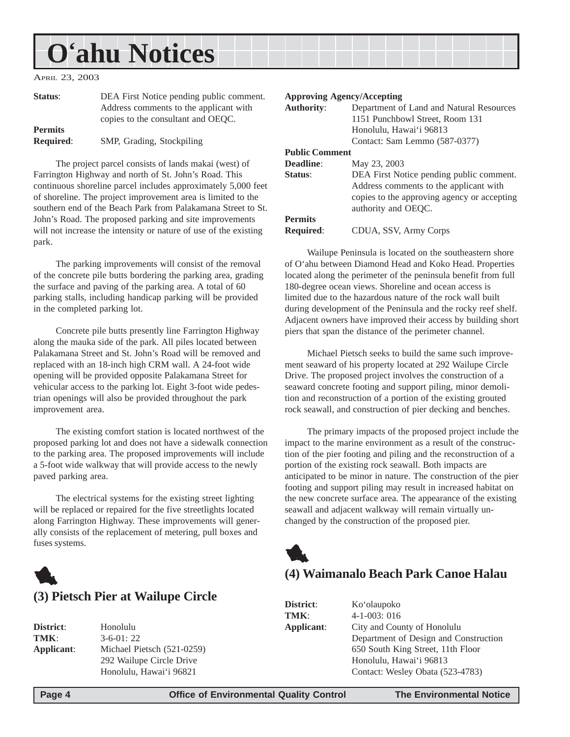**Status**: DEA First Notice pending public comment. Address comments to the applicant with copies to the consultant and OEQC.

**Permits Required**: SMP, Grading, Stockpiling

The project parcel consists of lands makai (west) of Farrington Highway and north of St. John's Road. This continuous shoreline parcel includes approximately 5,000 feet of shoreline. The project improvement area is limited to the southern end of the Beach Park from Palakamana Street to St. John's Road. The proposed parking and site improvements will not increase the intensity or nature of use of the existing park.

The parking improvements will consist of the removal of the concrete pile butts bordering the parking area, grading the surface and paving of the parking area. A total of 60 parking stalls, including handicap parking will be provided in the completed parking lot.

Concrete pile butts presently line Farrington Highway along the mauka side of the park. All piles located between Palakamana Street and St. John's Road will be removed and replaced with an 18-inch high CRM wall. A 24-foot wide opening will be provided opposite Palakamana Street for vehicular access to the parking lot. Eight 3-foot wide pedestrian openings will also be provided throughout the park improvement area.

The existing comfort station is located northwest of the proposed parking lot and does not have a sidewalk connection to the parking area. The proposed improvements will include a 5-foot wide walkway that will provide access to the newly paved parking area.

The electrical systems for the existing street lighting will be replaced or repaired for the five streetlights located along Farrington Highway. These improvements will generally consists of the replacement of metering, pull boxes and fuses systems.

## (3) Pietsch Pier at Wailupe Circle

**District**: Honolulu

**TMK**: 3-6-01: 22

**Applicant**: Michael Pietsch (521-0259)
292 Wailupe Circle Drive
Honolulu, Hawai'i 96821

**Approving Agency/Accepting Authority**: Department of Land and Natural Resources
1151 Punchbowl Street, Room 131
Honolulu, Hawai'i 96813
Contact: Sam Lemmo (587-0377)

**Public Comment Deadline**: May 23, 2003

**Status**: DEA First Notice pending public comment. Address comments to the applicant with copies to the approving agency or accepting authority and OEQC.

**Permits Required**: CDUA, SSV, Army Corps

Wailupe Peninsula is located on the southeastern shore of O'ahu between Diamond Head and Koko Head. Properties located along the perimeter of the peninsula benefit from full 180-degree ocean views. Shoreline and ocean access is limited due to the hazardous nature of the rock wall built during development of the Peninsula and the rocky reef shelf. Adjacent owners have improved their access by building short piers that span the distance of the perimeter channel.

Michael Pietsch seeks to build the same such improvement seaward of his property located at 292 Wailupe Circle Drive. The proposed project involves the construction of a seaward concrete footing and support piling, minor demolition and reconstruction of a portion of the existing grouted rock seawall, and construction of pier decking and benches.

The primary impacts of the proposed project include the impact to the marine environment as a result of the construction of the pier footing and piling and the reconstruction of a portion of the existing rock seawall. Both impacts are anticipated to be minor in nature. The construction of the pier footing and support piling may result in increased habitat on the new concrete surface area. The appearance of the existing seawall and adjacent walkway will remain virtually unchanged by the construction of the proposed pier.

## (4) Waimanalo Beach Park Canoe Halau

**District**: Ko'olaupoko

**TMK**: 4-1-003: 016

**Applicant**: City and County of Honolulu
Department of Design and Construction
650 South King Street, 11th Floor
Honolulu, Hawai'i 96813
Contact: Wesley Obata (523-4783)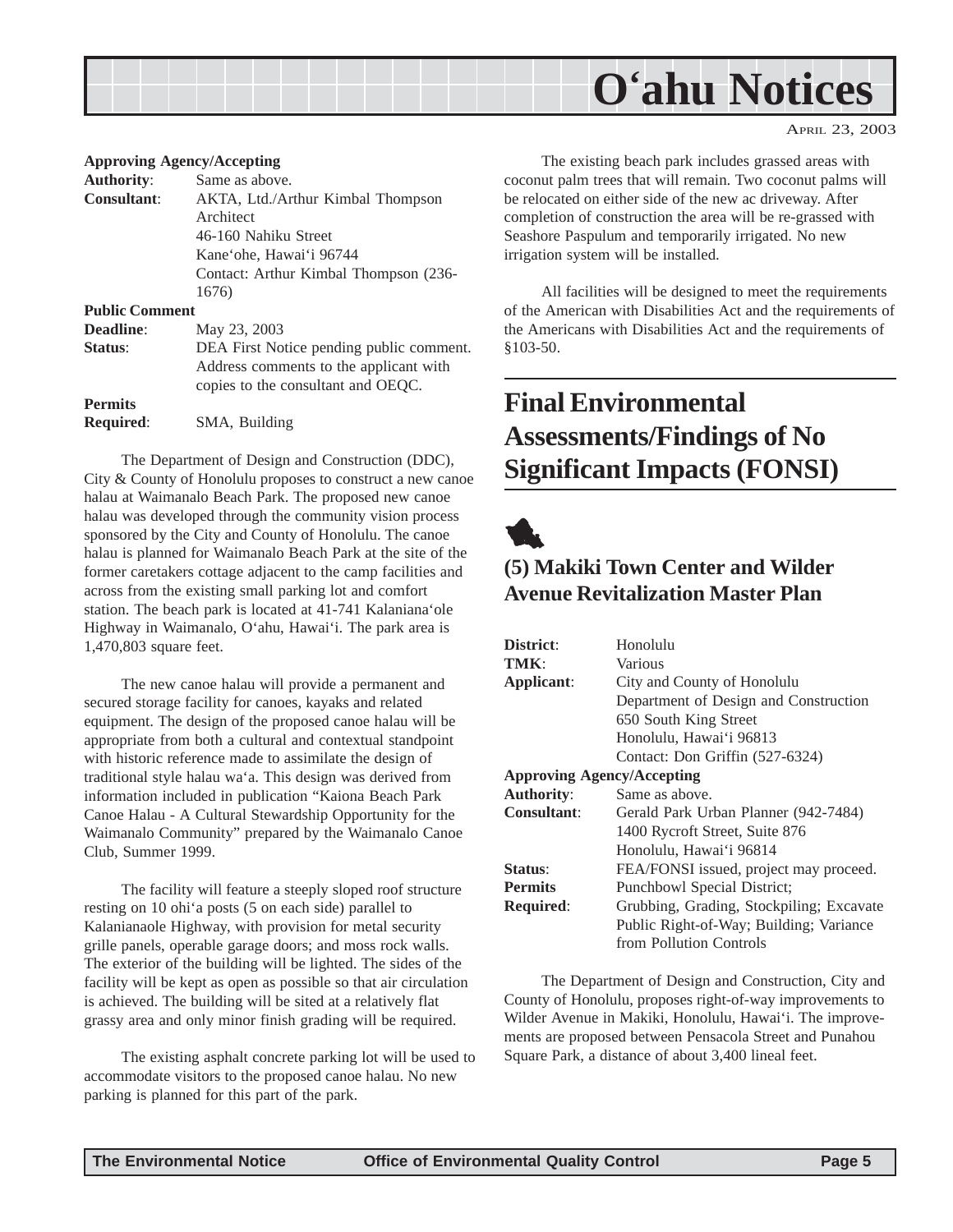**Approving Agency/Accepting**
**Authority**: Same as above.
**Consultant**: AKTA, Ltd./Arthur Kimbal Thompson Architect
46-160 Nahiku Street
Kane'ohe, Hawai'i 96744
Contact: Arthur Kimbal Thompson (236-1676)
**Public Comment**
**Deadline**: May 23, 2003
**Status**: DEA First Notice pending public comment. Address comments to the applicant with copies to the consultant and OEQC.
**Permits**
**Required**: SMA, Building

The Department of Design and Construction (DDC), City & County of Honolulu proposes to construct a new canoe halau at Waimanalo Beach Park. The proposed new canoe halau was developed through the community vision process sponsored by the City and County of Honolulu. The canoe halau is planned for Waimanalo Beach Park at the site of the former caretakers cottage adjacent to the camp facilities and across from the existing small parking lot and comfort station. The beach park is located at 41-741 Kalaniana'ole Highway in Waimanalo, O'ahu, Hawai'i. The park area is 1,470,803 square feet.

The new canoe halau will provide a permanent and secured storage facility for canoes, kayaks and related equipment. The design of the proposed canoe halau will be appropriate from both a cultural and contextual standpoint with historic reference made to assimilate the design of traditional style halau wa'a. This design was derived from information included in publication "Kaiona Beach Park Canoe Halau - A Cultural Stewardship Opportunity for the Waimanalo Community" prepared by the Waimanalo Canoe Club, Summer 1999.

The facility will feature a steeply sloped roof structure resting on 10 ohi'a posts (5 on each side) parallel to Kalanianaole Highway, with provision for metal security grille panels, operable garage doors; and moss rock walls. The exterior of the building will be lighted. The sides of the facility will be kept as open as possible so that air circulation is achieved. The building will be sited at a relatively flat grassy area and only minor finish grading will be required.

The existing asphalt concrete parking lot will be used to accommodate visitors to the proposed canoe halau. No new parking is planned for this part of the park.

The existing beach park includes grassed areas with coconut palm trees that will remain. Two coconut palms will be relocated on either side of the new ac driveway. After completion of construction the area will be re-grassed with Seashore Paspulum and temporarily irrigated. No new irrigation system will be installed.

All facilities will be designed to meet the requirements of the American with Disabilities Act and the requirements of the Americans with Disabilities Act and the requirements of §103-50.

# Final Environmental Assessments/Findings of No Significant Impacts (FONSI)

## (5) Makiki Town Center and Wilder Avenue Revitalization Master Plan

**District**: Honolulu
**TMK**: Various
**Applicant**: City and County of Honolulu
Department of Design and Construction
650 South King Street
Honolulu, Hawai'i 96813
Contact: Don Griffin (527-6324)
**Approving Agency/Accepting**
**Authority**: Same as above.
**Consultant**: Gerald Park Urban Planner (942-7484)
1400 Rycroft Street, Suite 876
Honolulu, Hawai'i 96814
**Status**: FEA/FONSI issued, project may proceed.
**Permits**
**Required**: Punchbowl Special District; Grubbing, Grading, Stockpiling; Excavate Public Right-of-Way; Building; Variance from Pollution Controls

The Department of Design and Construction, City and County of Honolulu, proposes right-of-way improvements to Wilder Avenue in Makiki, Honolulu, Hawai'i. The improvements are proposed between Pensacola Street and Punahou Square Park, a distance of about 3,400 lineal feet.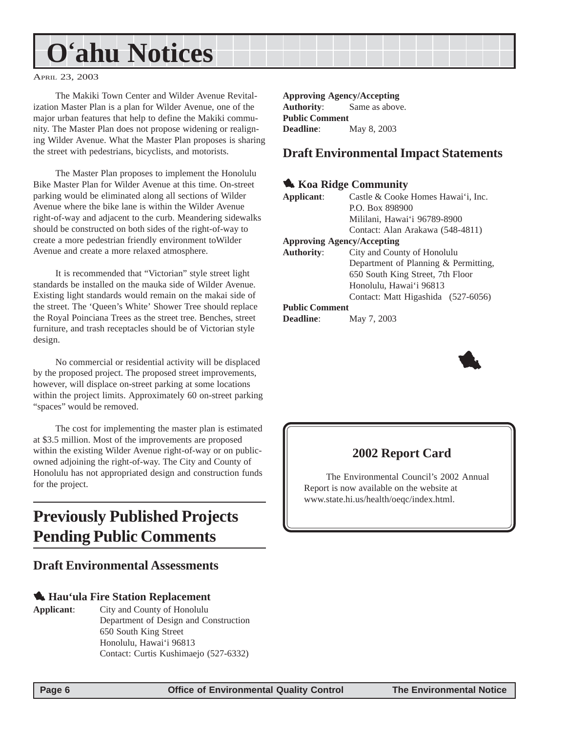# O'ahu Notices

April 23, 2003

The Makiki Town Center and Wilder Avenue Revitalization Master Plan is a plan for Wilder Avenue, one of the major urban features that help to define the Makiki community. The Master Plan does not propose widening or realigning Wilder Avenue. What the Master Plan proposes is sharing the street with pedestrians, bicyclists, and motorists.

The Master Plan proposes to implement the Honolulu Bike Master Plan for Wilder Avenue at this time. On-street parking would be eliminated along all sections of Wilder Avenue where the bike lane is within the Wilder Avenue right-of-way and adjacent to the curb. Meandering sidewalks should be constructed on both sides of the right-of-way to create a more pedestrian friendly environment toWilder Avenue and create a more relaxed atmosphere.

It is recommended that "Victorian" style street light standards be installed on the mauka side of Wilder Avenue. Existing light standards would remain on the makai side of the street. The 'Queen's White' Shower Tree should replace the Royal Poinciana Trees as the street tree. Benches, street furniture, and trash receptacles should be of Victorian style design.

No commercial or residential activity will be displaced by the proposed project. The proposed street improvements, however, will displace on-street parking at some locations within the project limits. Approximately 60 on-street parking "spaces" would be removed.

The cost for implementing the master plan is estimated at $3.5 million. Most of the improvements are proposed within the existing Wilder Avenue right-of-way or on public-owned adjoining the right-of-way. The City and County of Honolulu has not appropriated design and construction funds for the project.

## Previously Published Projects Pending Public Comments

### Draft Environmental Assessments

#### Hau'ula Fire Station Replacement

**Applicant**: City and County of Honolulu
Department of Design and Construction
650 South King Street
Honolulu, Hawai'i 96813
Contact: Curtis Kushimaejo (527-6332)

**Approving Agency/Accepting Authority**: Same as above.

**Public Comment Deadline**: May 8, 2003

### Draft Environmental Impact Statements

#### Koa Ridge Community

**Applicant**: Castle & Cooke Homes Hawai'i, Inc.
P.O. Box 898900
Mililani, Hawai'i 96789-8900
Contact: Alan Arakawa (548-4811)

**Approving Agency/Accepting Authority**: City and County of Honolulu
Department of Planning & Permitting,
650 South King Street, 7th Floor
Honolulu, Hawai'i 96813
Contact: Matt Higashida (527-6056)

**Public Comment Deadline**: May 7, 2003

### 2002 Report Card

The Environmental Council's 2002 Annual Report is now available on the website at www.state.hi.us/health/oeqc/index.html.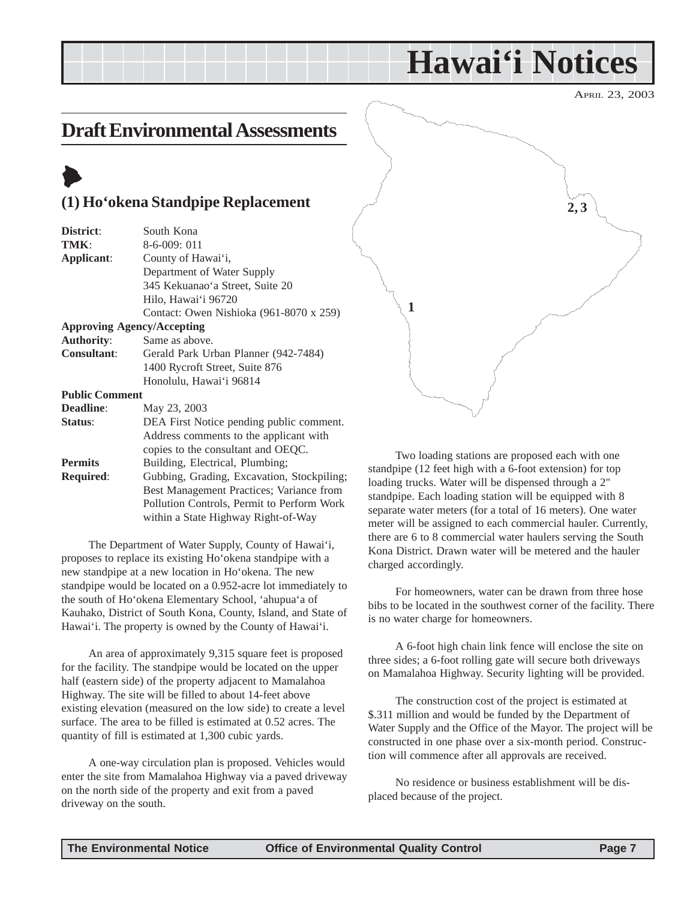# Hawai'i Notices

APRIL 23, 2003

## Draft Environmental Assessments

### (1) Ho'okena Standpipe Replacement

**District**: South Kona
**TMK**: 8-6-009: 011
**Applicant**: County of Hawai'i,
Department of Water Supply
345 Kekuanao'a Street, Suite 20
Hilo, Hawai'i 96720
Contact: Owen Nishioka (961-8070 x 259)
**Approving Agency/Accepting**
**Authority**: Same as above.
**Consultant**: Gerald Park Urban Planner (942-7484)
1400 Rycroft Street, Suite 876
Honolulu, Hawai'i 96814
**Public Comment**
**Deadline**: May 23, 2003
**Status**: DEA First Notice pending public comment. Address comments to the applicant with copies to the consultant and OEQC.
**Permits Required**: Building, Electrical, Plumbing; Gubbing, Grading, Excavation, Stockpiling; Best Management Practices; Variance from Pollution Controls, Permit to Perform Work within a State Highway Right-of-Way

The Department of Water Supply, County of Hawai'i, proposes to replace its existing Ho'okena standpipe with a new standpipe at a new location in Ho'okena. The new standpipe would be located on a 0.952-acre lot immediately to the south of Ho'okena Elementary School, 'ahupua'a of Kauhako, District of South Kona, County, Island, and State of Hawai'i. The property is owned by the County of Hawai'i.

An area of approximately 9,315 square feet is proposed for the facility. The standpipe would be located on the upper half (eastern side) of the property adjacent to Mamalahoa Highway. The site will be filled to about 14-feet above existing elevation (measured on the low side) to create a level surface. The area to be filled is estimated at 0.52 acres. The quantity of fill is estimated at 1,300 cubic yards.

A one-way circulation plan is proposed. Vehicles would enter the site from Mamalahoa Highway via a paved driveway on the north side of the property and exit from a paved driveway on the south.

Two loading stations are proposed each with one standpipe (12 feet high with a 6-foot extension) for top loading trucks. Water will be dispensed through a 2" standpipe. Each loading station will be equipped with 8 separate water meters (for a total of 16 meters). One water meter will be assigned to each commercial hauler. Currently, there are 6 to 8 commercial water haulers serving the South Kona District. Drawn water will be metered and the hauler charged accordingly.

For homeowners, water can be drawn from three hose bibs to be located in the southwest corner of the facility. There is no water charge for homeowners.

A 6-foot high chain link fence will enclose the site on three sides; a 6-foot rolling gate will secure both driveways on Mamalahoa Highway. Security lighting will be provided.

The construction cost of the project is estimated at $.311 million and would be funded by the Department of Water Supply and the Office of the Mayor. The project will be constructed in one phase over a six-month period. Construction will commence after all approvals are received.

No residence or business establishment will be displaced because of the project.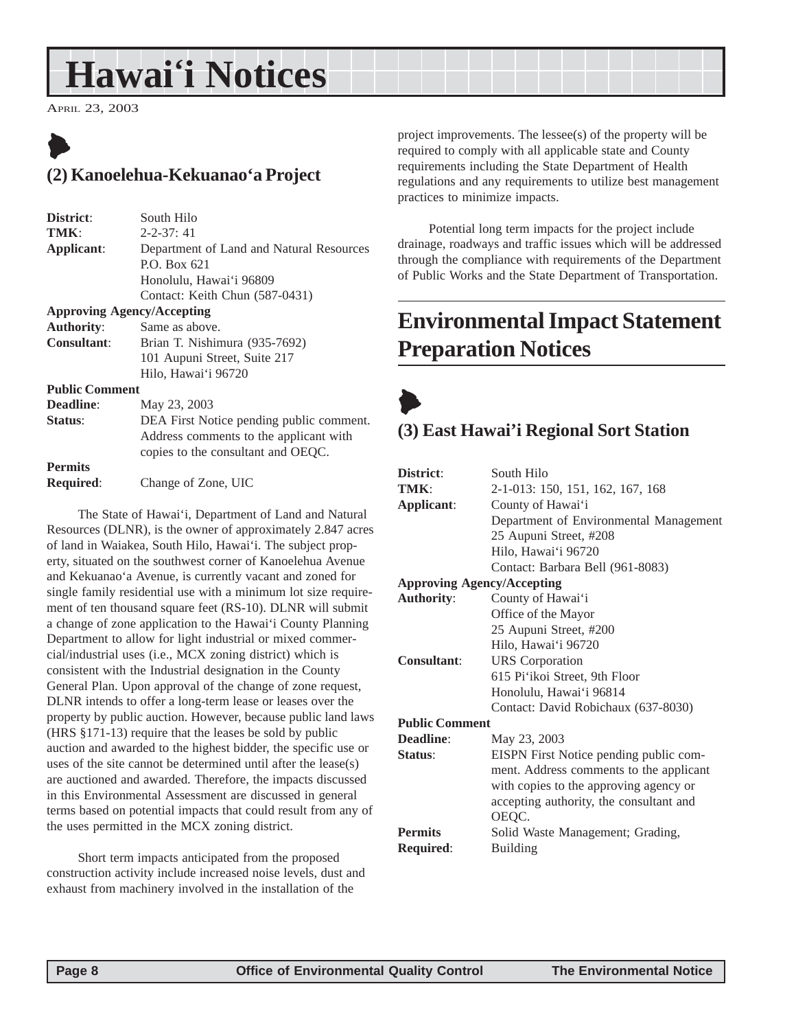# Hawai'i Notices

April 23, 2003

## (2) Kanoelehua-Kekuanao'a Project

| | |
|---|---|
| **District**: | South Hilo |
| **TMK**: | 2-2-37: 41 |
| **Applicant**: | Department of Land and Natural Resources<br>P.O. Box 621<br>Honolulu, Hawai'i 96809<br>Contact: Keith Chun (587-0431) |
| **Approving Agency/Accepting Authority**: | Same as above. |
| **Consultant**: | Brian T. Nishimura (935-7692)<br>101 Aupuni Street, Suite 217<br>Hilo, Hawai'i 96720 |
| **Public Comment Deadline**: | May 23, 2003 |
| **Status**: | DEA First Notice pending public comment. Address comments to the applicant with copies to the consultant and OEQC. |
| **Permits Required**: | Change of Zone, UIC |

The State of Hawai'i, Department of Land and Natural Resources (DLNR), is the owner of approximately 2.847 acres of land in Waiakea, South Hilo, Hawai'i. The subject property, situated on the southwest corner of Kanoelehua Avenue and Kekuanao'a Avenue, is currently vacant and zoned for single family residential use with a minimum lot size requirement of ten thousand square feet (RS-10). DLNR will submit a change of zone application to the Hawai'i County Planning Department to allow for light industrial or mixed commercial/industrial uses (i.e., MCX zoning district) which is consistent with the Industrial designation in the County General Plan. Upon approval of the change of zone request, DLNR intends to offer a long-term lease or leases over the property by public auction. However, because public land laws (HRS §171-13) require that the leases be sold by public auction and awarded to the highest bidder, the specific use or uses of the site cannot be determined until after the lease(s) are auctioned and awarded. Therefore, the impacts discussed in this Environmental Assessment are discussed in general terms based on potential impacts that could result from any of the uses permitted in the MCX zoning district.

Short term impacts anticipated from the proposed construction activity include increased noise levels, dust and exhaust from machinery involved in the installation of the project improvements. The lessee(s) of the property will be required to comply with all applicable state and County requirements including the State Department of Health regulations and any requirements to utilize best management practices to minimize impacts.

Potential long term impacts for the project include drainage, roadways and traffic issues which will be addressed through the compliance with requirements of the Department of Public Works and the State Department of Transportation.

# Environmental Impact Statement Preparation Notices

## (3) East Hawai'i Regional Sort Station

| | |
|---|---|
| **District**: | South Hilo |
| **TMK**: | 2-1-013: 150, 151, 162, 167, 168 |
| **Applicant**: | County of Hawai'i<br>Department of Environmental Management<br>25 Aupuni Street, #208<br>Hilo, Hawai'i 96720<br>Contact: Barbara Bell (961-8083) |
| **Approving Agency/Accepting Authority**: | County of Hawai'i<br>Office of the Mayor<br>25 Aupuni Street, #200<br>Hilo, Hawai'i 96720 |
| **Consultant**: | URS Corporation<br>615 Pi'ikoi Street, 9th Floor<br>Honolulu, Hawai'i 96814<br>Contact: David Robichaux (637-8030) |
| **Public Comment Deadline**: | May 23, 2003 |
| **Status**: | EISPN First Notice pending public comment. Address comments to the applicant with copies to the approving agency or accepting authority, the consultant and OEQC. |
| **Permits Required**: | Solid Waste Management; Grading, Building |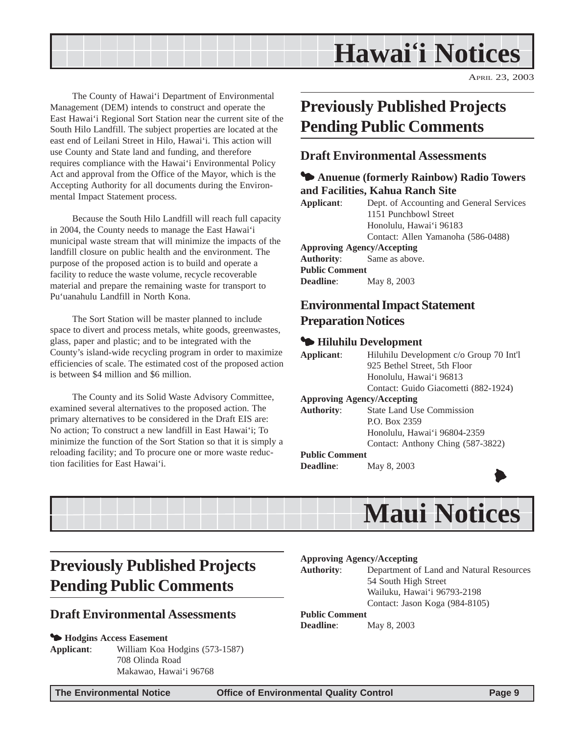# Hawai'i Notices

The County of Hawai'i Department of Environmental Management (DEM) intends to construct and operate the East Hawai'i Regional Sort Station near the current site of the South Hilo Landfill. The subject properties are located at the east end of Leilani Street in Hilo, Hawai'i. This action will use County and State land and funding, and therefore requires compliance with the Hawai'i Environmental Policy Act and approval from the Office of the Mayor, which is the Accepting Authority for all documents during the Environmental Impact Statement process.

Because the South Hilo Landfill will reach full capacity in 2004, the County needs to manage the East Hawai'i municipal waste stream that will minimize the impacts of the landfill closure on public health and the environment. The purpose of the proposed action is to build and operate a facility to reduce the waste volume, recycle recoverable material and prepare the remaining waste for transport to Pu'uanahulu Landfill in North Kona.

The Sort Station will be master planned to include space to divert and process metals, white goods, greenwastes, glass, paper and plastic; and to be integrated with the County's island-wide recycling program in order to maximize efficiencies of scale. The estimated cost of the proposed action is between $4 million and $6 million.

The County and its Solid Waste Advisory Committee, examined several alternatives to the proposed action. The primary alternatives to be considered in the Draft EIS are: No action; To construct a new landfill in East Hawai'i; To minimize the function of the Sort Station so that it is simply a reloading facility; and To procure one or more waste reduction facilities for East Hawai'i.

## Previously Published Projects Pending Public Comments

### Draft Environmental Assessments

#### Anuenue (formerly Rainbow) Radio Towers and Facilities, Kahua Ranch Site

**Applicant**: Dept. of Accounting and General Services
1151 Punchbowl Street
Honolulu, Hawai'i 96183
Contact: Allen Yamanoha (586-0488)

**Approving Agency/Accepting Authority**: Same as above.

**Public Comment Deadline**: May 8, 2003

### Environmental Impact Statement Preparation Notices

#### Hiluhilu Development

**Applicant**: Hiluhilu Development c/o Group 70 Int'l
925 Bethel Street, 5th Floor
Honolulu, Hawai'i 96813
Contact: Guido Giacometti (882-1924)

**Approving Agency/Accepting Authority**: State Land Use Commission
P.O. Box 2359
Honolulu, Hawai'i 96804-2359
Contact: Anthony Ching (587-3822)

**Public Comment Deadline**: May 8, 2003

# Maui Notices

## Previously Published Projects Pending Public Comments

### Draft Environmental Assessments

#### Hodgins Access Easement

**Applicant**: William Koa Hodgins (573-1587)
708 Olinda Road
Makawao, Hawai'i 96768

**Approving Agency/Accepting Authority**: Department of Land and Natural Resources
54 South High Street
Wailuku, Hawai'i 96793-2198
Contact: Jason Koga (984-8105)

**Public Comment Deadline**: May 8, 2003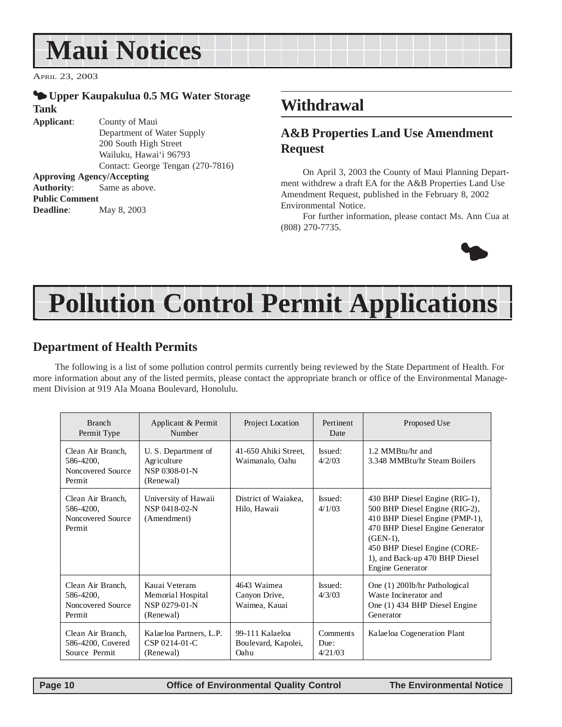# Maui Notices

April 23, 2003

### Upper Kaupakulua 0.5 MG Water Storage Tank

**Applicant**: County of Maui
Department of Water Supply
200 South High Street
Wailuku, Hawai'i 96793
Contact: George Tengan (270-7816)

**Approving Agency/Accepting Authority**: Same as above.

**Public Comment Deadline**: May 8, 2003

## Withdrawal

### A&B Properties Land Use Amendment Request

On April 3, 2003 the County of Maui Planning Department withdrew a draft EA for the A&B Properties Land Use Amendment Request, published in the February 8, 2002 Environmental Notice.

For further information, please contact Ms. Ann Cua at (808) 270-7735.

# Pollution Control Permit Applications

## Department of Health Permits

The following is a list of some pollution control permits currently being reviewed by the State Department of Health. For more information about any of the listed permits, please contact the appropriate branch or office of the Environmental Management Division at 919 Ala Moana Boulevard, Honolulu.

| Branch Permit Type | Applicant & Permit Number | Project Location | Pertinent Date | Proposed Use |
|---|---|---|---|---|
| Clean Air Branch, 586-4200, Noncovered Source Permit | U. S. Department of Agriculture NSP 0308-01-N (Renewal) | 41-650 Ahiki Street, Waimanalo, Oahu | Issued: 4/2/03 | 1.2 MMBtu/hr and 3.348 MMBtu/hr Steam Boilers |
| Clean Air Branch, 586-4200, Noncovered Source Permit | University of Hawaii NSP 0418-02-N (Amendment) | District of Waiakea, Hilo, Hawaii | Issued: 4/1/03 | 430 BHP Diesel Engine (RIG-1), 500 BHP Diesel Engine (RIG-2), 410 BHP Diesel Engine (PMP-1), 470 BHP Diesel Engine Generator (GEN-1), 450 BHP Diesel Engine (CORE-1), and Back-up 470 BHP Diesel Engine Generator |
| Clean Air Branch, 586-4200, Noncovered Source Permit | Kauai Veterans Memorial Hospital NSP 0279-01-N (Renewal) | 4643 Waimea Canyon Drive, Waimea, Kauai | Issued: 4/3/03 | One (1) 200lb/hr Pathological Waste Incinerator and One (1) 434 BHP Diesel Engine Generator |
| Clean Air Branch, 586-4200, Covered Source Permit | Kalaeloa Partners, L.P. CSP 0214-01-C (Renewal) | 99-111 Kalaeloa Boulevard, Kapolei, Oahu | Comments Due: 4/21/03 | Kalaeloa Cogeneration Plant |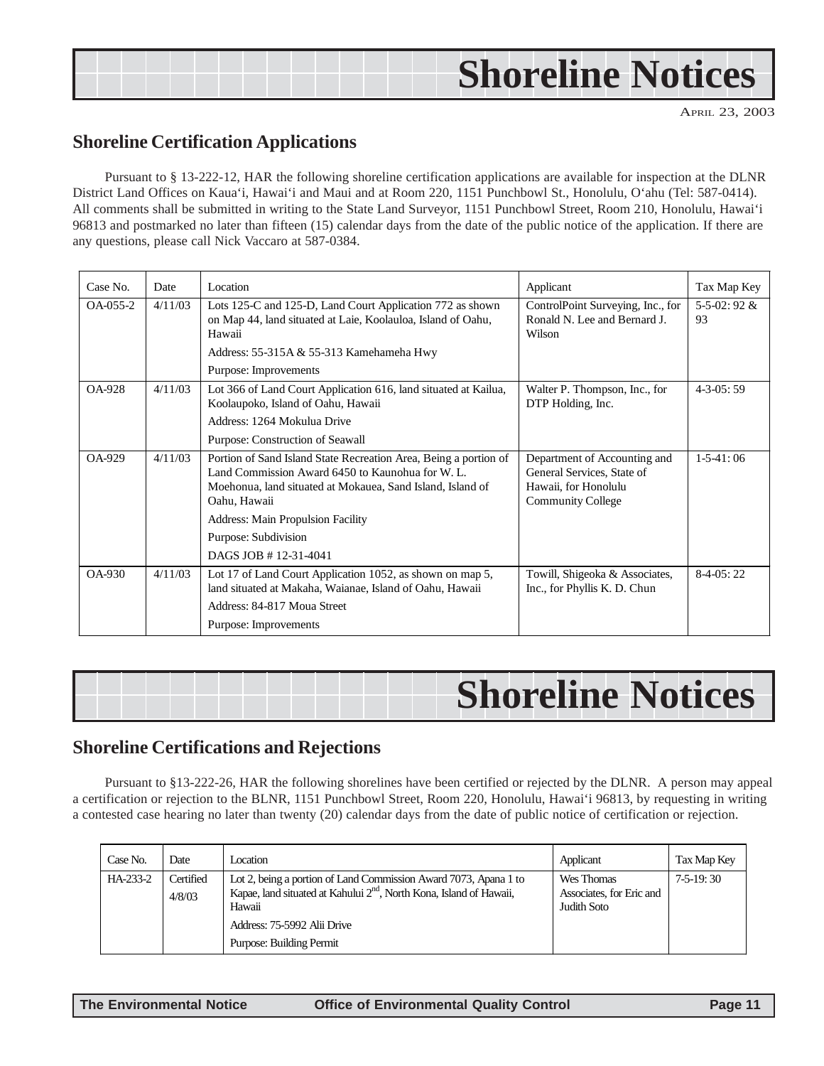# Shoreline Notices

April 23, 2003

## Shoreline Certification Applications

Pursuant to § 13-222-12, HAR the following shoreline certification applications are available for inspection at the DLNR District Land Offices on Kaua'i, Hawai'i and Maui and at Room 220, 1151 Punchbowl St., Honolulu, O'ahu (Tel: 587-0414). All comments shall be submitted in writing to the State Land Surveyor, 1151 Punchbowl Street, Room 210, Honolulu, Hawai'i 96813 and postmarked no later than fifteen (15) calendar days from the date of the public notice of the application. If there are any questions, please call Nick Vaccaro at 587-0384.

| Case No. | Date | Location | Applicant | Tax Map Key |
|---|---|---|---|---|
| OA-055-2 | 4/11/03 | Lots 125-C and 125-D, Land Court Application 772 as shown on Map 44, land situated at Laie, Koolauloa, Island of Oahu, Hawaii<br>Address: 55-315A & 55-313 Kamehameha Hwy<br>Purpose: Improvements | ControlPoint Surveying, Inc., for Ronald N. Lee and Bernard J. Wilson | 5-5-02: 92 & 93 |
| OA-928 | 4/11/03 | Lot 366 of Land Court Application 616, land situated at Kailua, Koolaupoko, Island of Oahu, Hawaii<br>Address: 1264 Mokulua Drive<br>Purpose: Construction of Seawall | Walter P. Thompson, Inc., for DTP Holding, Inc. | 4-3-05: 59 |
| OA-929 | 4/11/03 | Portion of Sand Island State Recreation Area, Being a portion of Land Commission Award 6450 to Kaunohua for W. L. Moehonua, land situated at Mokauea, Sand Island, Island of Oahu, Hawaii<br>Address: Main Propulsion Facility<br>Purpose: Subdivision<br>DAGS JOB # 12-31-4041 | Department of Accounting and General Services, State of Hawaii, for Honolulu Community College | 1-5-41: 06 |
| OA-930 | 4/11/03 | Lot 17 of Land Court Application 1052, as shown on map 5, land situated at Makaha, Waianae, Island of Oahu, Hawaii<br>Address: 84-817 Moua Street<br>Purpose: Improvements | Towill, Shigeoka & Associates, Inc., for Phyllis K. D. Chun | 8-4-05: 22 |

# Shoreline Notices

## Shoreline Certifications and Rejections

Pursuant to §13-222-26, HAR the following shorelines have been certified or rejected by the DLNR. A person may appeal a certification or rejection to the BLNR, 1151 Punchbowl Street, Room 220, Honolulu, Hawai'i 96813, by requesting in writing a contested case hearing no later than twenty (20) calendar days from the date of public notice of certification or rejection.

| Case No. | Date | Location | Applicant | Tax Map Key |
|---|---|---|---|---|
| HA-233-2 | Certified 4/8/03 | Lot 2, being a portion of Land Commission Award 7073, Apana 1 to Kapae, land situated at Kahului 2nd, North Kona, Island of Hawaii, Hawaii<br>Address: 75-5992 Alii Drive<br>Purpose: Building Permit | Wes Thomas Associates, for Eric and Judith Soto | 7-5-19: 30 |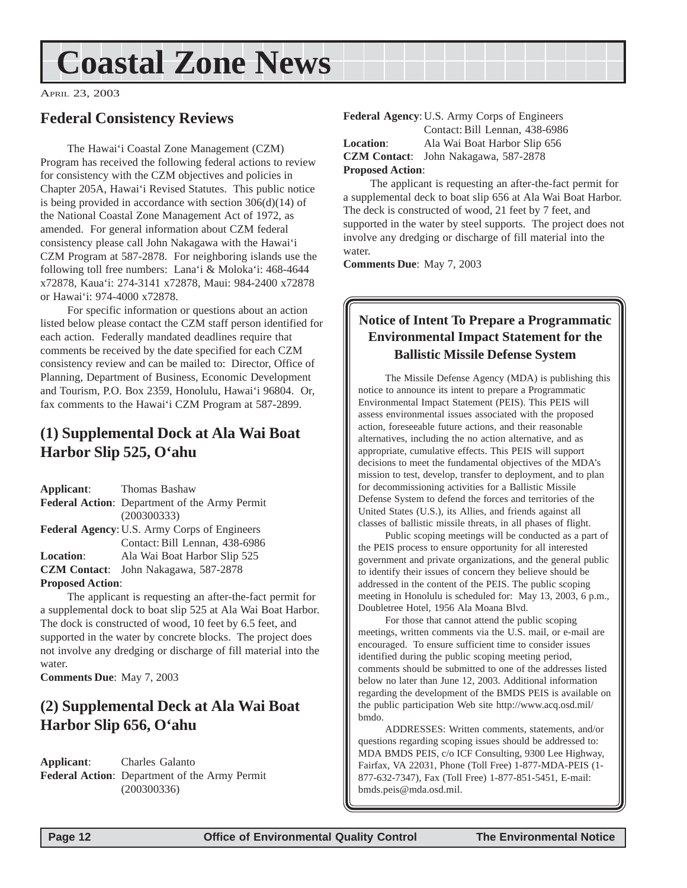# Coastal Zone News

April 23, 2003

## Federal Consistency Reviews

The Hawai'i Coastal Zone Management (CZM) Program has received the following federal actions to review for consistency with the CZM objectives and policies in Chapter 205A, Hawai'i Revised Statutes. This public notice is being provided in accordance with section 306(d)(14) of the National Coastal Zone Management Act of 1972, as amended. For general information about CZM federal consistency please call John Nakagawa with the Hawai'i CZM Program at 587-2878. For neighboring islands use the following toll free numbers: Lana'i & Moloka'i: 468-4644 x72878, Kaua'i: 274-3141 x72878, Maui: 984-2400 x72878 or Hawai'i: 974-4000 x72878.

For specific information or questions about an action listed below please contact the CZM staff person identified for each action. Federally mandated deadlines require that comments be received by the date specified for each CZM consistency review and can be mailed to: Director, Office of Planning, Department of Business, Economic Development and Tourism, P.O. Box 2359, Honolulu, Hawai'i 96804. Or, fax comments to the Hawai'i CZM Program at 587-2899.

## (1) Supplemental Dock at Ala Wai Boat Harbor Slip 525, O'ahu

**Applicant**: Thomas Bashaw
**Federal Action**: Department of the Army Permit (200300333)
**Federal Agency**: U.S. Army Corps of Engineers
Contact: Bill Lennan, 438-6986
**Location**: Ala Wai Boat Harbor Slip 525
**CZM Contact**: John Nakagawa, 587-2878
**Proposed Action**:

The applicant is requesting an after-the-fact permit for a supplemental dock to boat slip 525 at Ala Wai Boat Harbor. The dock is constructed of wood, 10 feet by 6.5 feet, and supported in the water by concrete blocks. The project does not involve any dredging or discharge of fill material into the water.

**Comments Due**: May 7, 2003

## (2) Supplemental Deck at Ala Wai Boat Harbor Slip 656, O'ahu

**Applicant**: Charles Galanto
**Federal Action**: Department of the Army Permit (200300336)
**Federal Agency**: U.S. Army Corps of Engineers
Contact: Bill Lennan, 438-6986
**Location**: Ala Wai Boat Harbor Slip 656
**CZM Contact**: John Nakagawa, 587-2878
**Proposed Action**:

The applicant is requesting an after-the-fact permit for a supplemental deck to boat slip 656 at Ala Wai Boat Harbor. The deck is constructed of wood, 21 feet by 7 feet, and supported in the water by steel supports. The project does not involve any dredging or discharge of fill material into the water.

**Comments Due**: May 7, 2003

### Notice of Intent To Prepare a Programmatic Environmental Impact Statement for the Ballistic Missile Defense System

The Missile Defense Agency (MDA) is publishing this notice to announce its intent to prepare a Programmatic Environmental Impact Statement (PEIS). This PEIS will assess environmental issues associated with the proposed action, foreseeable future actions, and their reasonable alternatives, including the no action alternative, and as appropriate, cumulative effects. This PEIS will support decisions to meet the fundamental objectives of the MDA's mission to test, develop, transfer to deployment, and to plan for decommissioning activities for a Ballistic Missile Defense System to defend the forces and territories of the United States (U.S.), its Allies, and friends against all classes of ballistic missile threats, in all phases of flight.

Public scoping meetings will be conducted as a part of the PEIS process to ensure opportunity for all interested government and private organizations, and the general public to identify their issues of concern they believe should be addressed in the content of the PEIS. The public scoping meeting in Honolulu is scheduled for: May 13, 2003, 6 p.m., Doubletree Hotel, 1956 Ala Moana Blvd.

For those that cannot attend the public scoping meetings, written comments via the U.S. mail, or e-mail are encouraged. To ensure sufficient time to consider issues identified during the public scoping meeting period, comments should be submitted to one of the addresses listed below no later than June 12, 2003. Additional information regarding the development of the BMDS PEIS is available on the public participation Web site http://www.acq.osd.mil/bmdo.

ADDRESSES: Written comments, statements, and/or questions regarding scoping issues should be addressed to: MDA BMDS PEIS, c/o ICF Consulting, 9300 Lee Highway, Fairfax, VA 22031, Phone (Toll Free) 1-877-MDA-PEIS (1-877-632-7347), Fax (Toll Free) 1-877-851-5451, E-mail: bmds.peis@mda.osd.mil.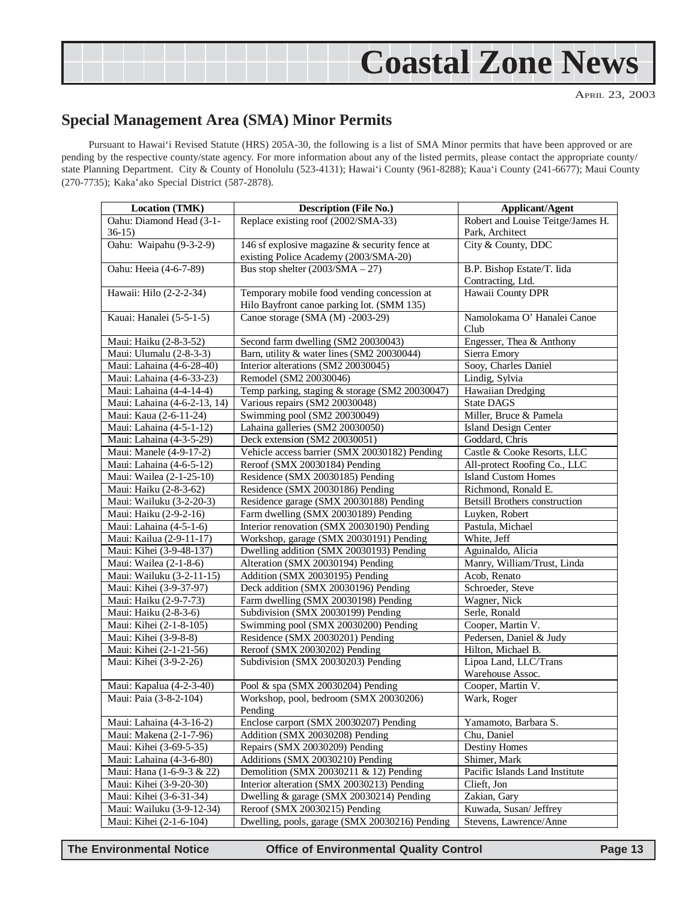## Special Management Area (SMA) Minor Permits

Pursuant to Hawai'i Revised Statute (HRS) 205A-30, the following is a list of SMA Minor permits that have been approved or are pending by the respective county/state agency. For more information about any of the listed permits, please contact the appropriate county/ state Planning Department. City & County of Honolulu (523-4131); Hawai'i County (961-8288); Kaua'i County (241-6677); Maui County (270-7735); Kaka'ako Special District (587-2878).

| Location (TMK) | Description (File No.) | Applicant/Agent |
|---|---|---|
| Oahu: Diamond Head (3-1-36-15) | Replace existing roof (2002/SMA-33) | Robert and Louise Teitge/James H. Park, Architect |
| Oahu: Waipahu (9-3-2-9) | 146 sf explosive magazine & security fence at existing Police Academy (2003/SMA-20) | City & County, DDC |
| Oahu: Heeia (4-6-7-89) | Bus stop shelter (2003/SMA – 27) | B.P. Bishop Estate/T. Iida Contracting, Ltd. |
| Hawaii: Hilo (2-2-2-34) | Temporary mobile food vending concession at Hilo Bayfront canoe parking lot. (SMM 135) | Hawaii County DPR |
| Kauai: Hanalei (5-5-1-5) | Canoe storage (SMA (M) -2003-29) | Namolokama O' Hanalei Canoe Club |
| Maui: Haiku (2-8-3-52) | Second farm dwelling (SM2 20030043) | Engesser, Thea & Anthony |
| Maui: Ulumalu (2-8-3-3) | Barn, utility & water lines (SM2 20030044) | Sierra Emory |
| Maui: Lahaina (4-6-28-40) | Interior alterations (SM2 20030045) | Sooy, Charles Daniel |
| Maui: Lahaina (4-6-33-23) | Remodel (SM2 20030046) | Lindig, Sylvia |
| Maui: Lahaina (4-4-14-4) | Temp parking, staging & storage (SM2 20030047) | Hawaiian Dredging |
| Maui: Lahaina (4-6-2-13, 14) | Various repairs (SM2 20030048) | State DAGS |
| Maui: Kaua (2-6-11-24) | Swimming pool (SM2 20030049) | Miller, Bruce & Pamela |
| Maui: Lahaina (4-5-1-12) | Lahaina galleries (SM2 20030050) | Island Design Center |
| Maui: Lahaina (4-3-5-29) | Deck extension (SM2 20030051) | Goddard, Chris |
| Maui: Manele (4-9-17-2) | Vehicle access barrier (SMX 20030182) Pending | Castle & Cooke Resorts, LLC |
| Maui: Lahaina (4-6-5-12) | Reroof (SMX 20030184) Pending | All-protect Roofing Co., LLC |
| Maui: Wailea (2-1-25-10) | Residence (SMX 20030185) Pending | Island Custom Homes |
| Maui: Haiku (2-8-3-62) | Residence (SMX 20030186) Pending | Richmond, Ronald E. |
| Maui: Wailuku (3-2-20-3) | Residence garage (SMX 20030188) Pending | Betsill Brothers construction |
| Maui: Haiku (2-9-2-16) | Farm dwelling (SMX 20030189) Pending | Luyken, Robert |
| Maui: Lahaina (4-5-1-6) | Interior renovation (SMX 20030190) Pending | Pastula, Michael |
| Maui: Kailua (2-9-11-17) | Workshop, garage (SMX 20030191) Pending | White, Jeff |
| Maui: Kihei (3-9-48-137) | Dwelling addition (SMX 20030193) Pending | Aguinaldo, Alicia |
| Maui: Wailea (2-1-8-6) | Alteration (SMX 20030194) Pending | Manry, William/Trust, Linda |
| Maui: Wailuku (3-2-11-15) | Addition (SMX 20030195) Pending | Acob, Renato |
| Maui: Kihei (3-9-37-97) | Deck addition (SMX 20030196) Pending | Schroeder, Steve |
| Maui: Haiku (2-9-7-73) | Farm dwelling (SMX 20030198) Pending | Wagner, Nick |
| Maui: Haiku (2-8-3-6) | Subdivision (SMX 20030199) Pending | Serle, Ronald |
| Maui: Kihei (2-1-8-105) | Swimming pool (SMX 20030200) Pending | Cooper, Martin V. |
| Maui: Kihei (3-9-8-8) | Residence (SMX 20030201) Pending | Pedersen, Daniel & Judy |
| Maui: Kihei (2-1-21-56) | Reroof (SMX 20030202) Pending | Hilton, Michael B. |
| Maui: Kihei (3-9-2-26) | Subdivision (SMX 20030203) Pending | Lipoa Land, LLC/Trans Warehouse Assoc. |
| Maui: Kapalua (4-2-3-40) | Pool & spa (SMX 20030204) Pending | Cooper, Martin V. |
| Maui: Paia (3-8-2-104) | Workshop, pool, bedroom (SMX 20030206) Pending | Wark, Roger |
| Maui: Lahaina (4-3-16-2) | Enclose carport (SMX 20030207) Pending | Yamamoto, Barbara S. |
| Maui: Makena (2-1-7-96) | Addition (SMX 20030208) Pending | Chu, Daniel |
| Maui: Kihei (3-69-5-35) | Repairs (SMX 20030209) Pending | Destiny Homes |
| Maui: Lahaina (4-3-6-80) | Additions (SMX 20030210) Pending | Shimer, Mark |
| Maui: Hana (1-6-9-3 & 22) | Demolition (SMX 20030211 & 12) Pending | Pacific Islands Land Institute |
| Maui: Kihei (3-9-20-30) | Interior alteration (SMX 20030213) Pending | Clieft, Jon |
| Maui: Kihei (3-6-31-34) | Dwelling & garage (SMX 20030214) Pending | Zakian, Gary |
| Maui: Wailuku (3-9-12-34) | Reroof (SMX 20030215) Pending | Kuwada, Susan/ Jeffrey |
| Maui: Kihei (2-1-6-104) | Dwelling, pools, garage (SMX 20030216) Pending | Stevens, Lawrence/Anne |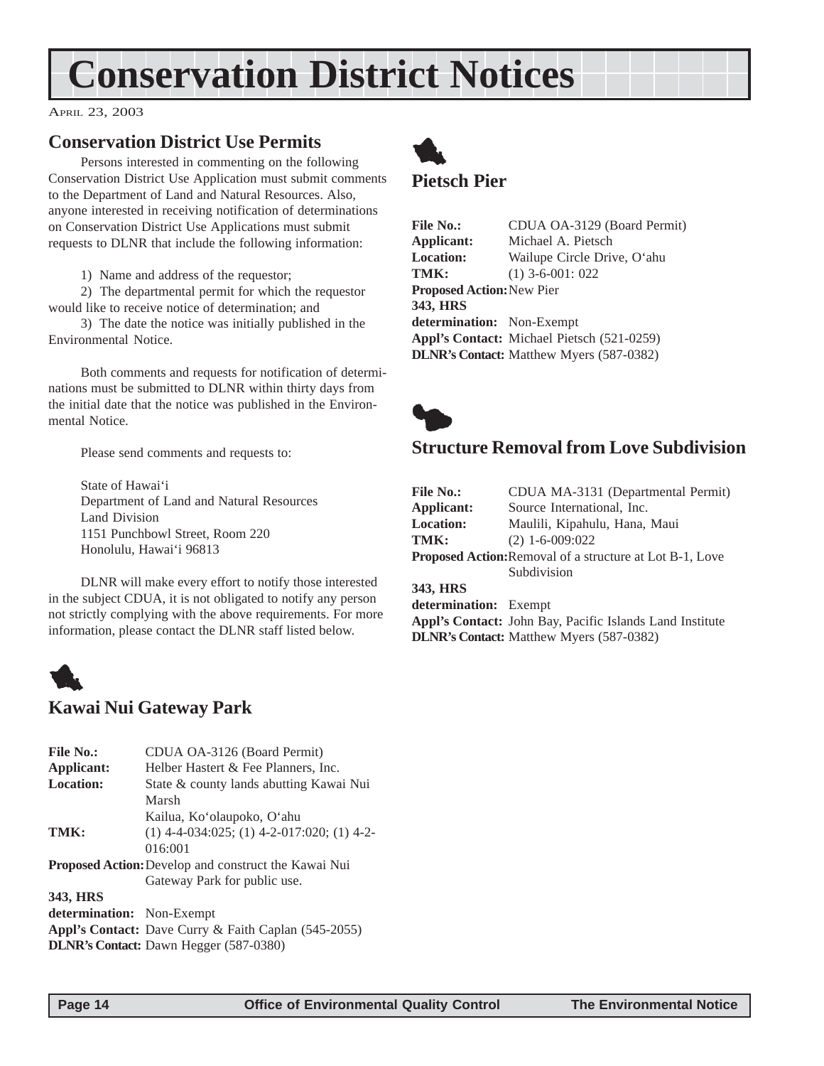# Conservation District Notices

APRIL 23, 2003

## Conservation District Use Permits

Persons interested in commenting on the following Conservation District Use Application must submit comments to the Department of Land and Natural Resources. Also, anyone interested in receiving notification of determinations on Conservation District Use Applications must submit requests to DLNR that include the following information:

1) Name and address of the requestor;

2) The departmental permit for which the requestor would like to receive notice of determination; and

3) The date the notice was initially published in the Environmental Notice.

Both comments and requests for notification of determinations must be submitted to DLNR within thirty days from the initial date that the notice was published in the Environmental Notice.

Please send comments and requests to:

State of Hawai‘i
Department of Land and Natural Resources
Land Division
1151 Punchbowl Street, Room 220
Honolulu, Hawai‘i 96813

DLNR will make every effort to notify those interested in the subject CDUA, it is not obligated to notify any person not strictly complying with the above requirements. For more information, please contact the DLNR staff listed below.

### Kawai Nui Gateway Park

**File No.:** CDUA OA-3126 (Board Permit)
**Applicant:** Helber Hastert & Fee Planners, Inc.
**Location:** State & county lands abutting Kawai Nui Marsh
Kailua, Ko‘olaupoko, O‘ahu
**TMK:** (1) 4-4-034:025; (1) 4-2-017:020; (1) 4-2-016:001
**Proposed Action:** Develop and construct the Kawai Nui Gateway Park for public use.
**343, HRS determination:** Non-Exempt
**Appl's Contact:** Dave Curry & Faith Caplan (545-2055)
**DLNR's Contact:** Dawn Hegger (587-0380)

### Pietsch Pier

**File No.:** CDUA OA-3129 (Board Permit)
**Applicant:** Michael A. Pietsch
**Location:** Wailupe Circle Drive, O‘ahu
**TMK:** (1) 3-6-001: 022
**Proposed Action:** New Pier
**343, HRS determination:** Non-Exempt
**Appl's Contact:** Michael Pietsch (521-0259)
**DLNR's Contact:** Matthew Myers (587-0382)

### Structure Removal from Love Subdivision

**File No.:** CDUA MA-3131 (Departmental Permit)
**Applicant:** Source International, Inc.
**Location:** Maulili, Kipahulu, Hana, Maui
**TMK:** (2) 1-6-009:022
**Proposed Action:** Removal of a structure at Lot B-1, Love Subdivision
**343, HRS determination:** Exempt
**Appl's Contact:** John Bay, Pacific Islands Land Institute
**DLNR's Contact:** Matthew Myers (587-0382)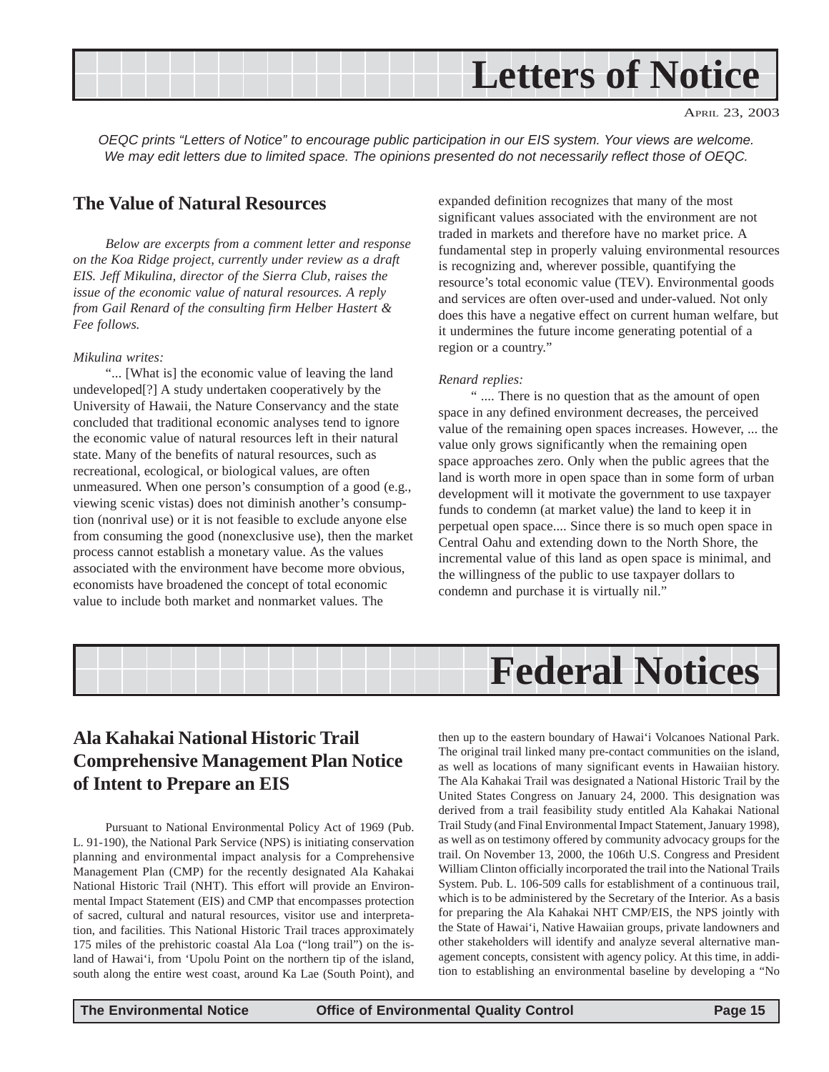# Letters of Notice

April 23, 2003

*OEQC prints "Letters of Notice" to encourage public participation in our EIS system. Your views are welcome. We may edit letters due to limited space. The opinions presented do not necessarily reflect those of OEQC.*

## The Value of Natural Resources

*Below are excerpts from a comment letter and response on the Koa Ridge project, currently under review as a draft EIS. Jeff Mikulina, director of the Sierra Club, raises the issue of the economic value of natural resources. A reply from Gail Renard of the consulting firm Helber Hastert & Fee follows.*

*Mikulina writes:*

"... [What is] the economic value of leaving the land undeveloped[?] A study undertaken cooperatively by the University of Hawaii, the Nature Conservancy and the state concluded that traditional economic analyses tend to ignore the economic value of natural resources left in their natural state. Many of the benefits of natural resources, such as recreational, ecological, or biological values, are often unmeasured. When one person's consumption of a good (e.g., viewing scenic vistas) does not diminish another's consumption (nonrival use) or it is not feasible to exclude anyone else from consuming the good (nonexclusive use), then the market process cannot establish a monetary value. As the values associated with the environment have become more obvious, economists have broadened the concept of total economic value to include both market and nonmarket values. The expanded definition recognizes that many of the most significant values associated with the environment are not traded in markets and therefore have no market price. A fundamental step in properly valuing environmental resources is recognizing and, wherever possible, quantifying the resource's total economic value (TEV). Environmental goods and services are often over-used and under-valued. Not only does this have a negative effect on current human welfare, but it undermines the future income generating potential of a region or a country."

*Renard replies:*

" .... There is no question that as the amount of open space in any defined environment decreases, the perceived value of the remaining open spaces increases. However, ... the value only grows significantly when the remaining open space approaches zero. Only when the public agrees that the land is worth more in open space than in some form of urban development will it motivate the government to use taxpayer funds to condemn (at market value) the land to keep it in perpetual open space.... Since there is so much open space in Central Oahu and extending down to the North Shore, the incremental value of this land as open space is minimal, and the willingness of the public to use taxpayer dollars to condemn and purchase it is virtually nil."

# Federal Notices

## Ala Kahakai National Historic Trail Comprehensive Management Plan Notice of Intent to Prepare an EIS

Pursuant to National Environmental Policy Act of 1969 (Pub. L. 91-190), the National Park Service (NPS) is initiating conservation planning and environmental impact analysis for a Comprehensive Management Plan (CMP) for the recently designated Ala Kahakai National Historic Trail (NHT). This effort will provide an Environmental Impact Statement (EIS) and CMP that encompasses protection of sacred, cultural and natural resources, visitor use and interpretation, and facilities. This National Historic Trail traces approximately 175 miles of the prehistoric coastal Ala Loa ("long trail") on the island of Hawai'i, from 'Upolu Point on the northern tip of the island, south along the entire west coast, around Ka Lae (South Point), and then up to the eastern boundary of Hawai'i Volcanoes National Park. The original trail linked many pre-contact communities on the island, as well as locations of many significant events in Hawaiian history. The Ala Kahakai Trail was designated a National Historic Trail by the United States Congress on January 24, 2000. This designation was derived from a trail feasibility study entitled Ala Kahakai National Trail Study (and Final Environmental Impact Statement, January 1998), as well as on testimony offered by community advocacy groups for the trail. On November 13, 2000, the 106th U.S. Congress and President William Clinton officially incorporated the trail into the National Trails System. Pub. L. 106-509 calls for establishment of a continuous trail, which is to be administered by the Secretary of the Interior. As a basis for preparing the Ala Kahakai NHT CMP/EIS, the NPS jointly with the State of Hawai'i, Native Hawaiian groups, private landowners and other stakeholders will identify and analyze several alternative management concepts, consistent with agency policy. At this time, in addition to establishing an environmental baseline by developing a "No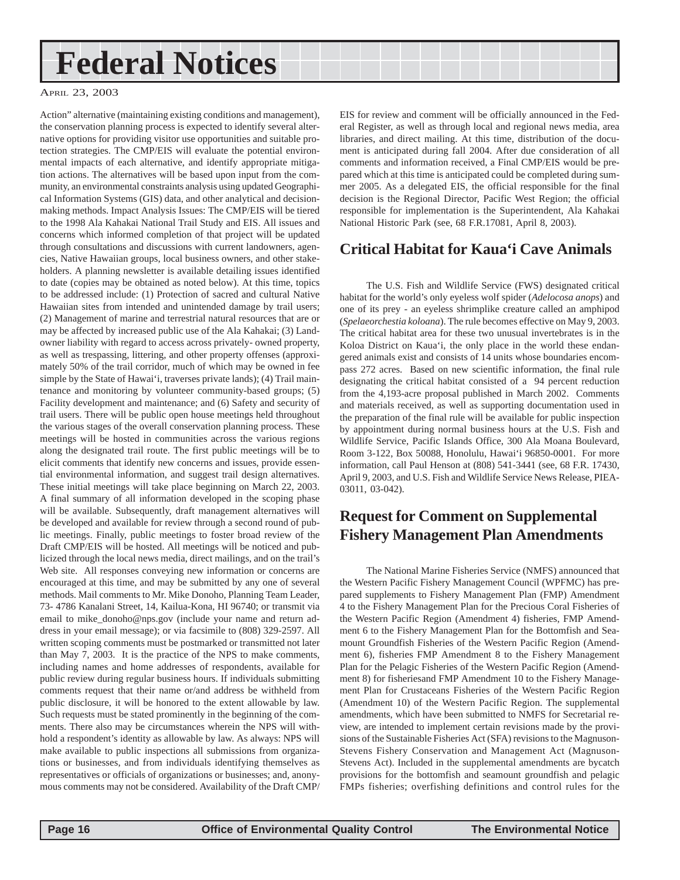Action" alternative (maintaining existing conditions and management), the conservation planning process is expected to identify several alternative options for providing visitor use opportunities and suitable protection strategies. The CMP/EIS will evaluate the potential environmental impacts of each alternative, and identify appropriate mitigation actions. The alternatives will be based upon input from the community, an environmental constraints analysis using updated Geographical Information Systems (GIS) data, and other analytical and decision-making methods. Impact Analysis Issues: The CMP/EIS will be tiered to the 1998 Ala Kahakai National Trail Study and EIS. All issues and concerns which informed completion of that project will be updated through consultations and discussions with current landowners, agencies, Native Hawaiian groups, local business owners, and other stakeholders. A planning newsletter is available detailing issues identified to date (copies may be obtained as noted below). At this time, topics to be addressed include: (1) Protection of sacred and cultural Native Hawaiian sites from intended and unintended damage by trail users; (2) Management of marine and terrestrial natural resources that are or may be affected by increased public use of the Ala Kahakai; (3) Landowner liability with regard to access across privately- owned property, as well as trespassing, littering, and other property offenses (approximately 50% of the trail corridor, much of which may be owned in fee simple by the State of Hawai'i, traverses private lands); (4) Trail maintenance and monitoring by volunteer community-based groups; (5) Facility development and maintenance; and (6) Safety and security of trail users. There will be public open house meetings held throughout the various stages of the overall conservation planning process. These meetings will be hosted in communities across the various regions along the designated trail route. The first public meetings will be to elicit comments that identify new concerns and issues, provide essential environmental information, and suggest trail design alternatives. These initial meetings will take place beginning on March 22, 2003. A final summary of all information developed in the scoping phase will be available. Subsequently, draft management alternatives will be developed and available for review through a second round of public meetings. Finally, public meetings to foster broad review of the Draft CMP/EIS will be hosted. All meetings will be noticed and publicized through the local news media, direct mailings, and on the trail's Web site. All responses conveying new information or concerns are encouraged at this time, and may be submitted by any one of several methods. Mail comments to Mr. Mike Donoho, Planning Team Leader, 73- 4786 Kanalani Street, 14, Kailua-Kona, HI 96740; or transmit via email to mike_donoho@nps.gov (include your name and return address in your email message); or via facsimile to (808) 329-2597. All written scoping comments must be postmarked or transmitted not later than May 7, 2003. It is the practice of the NPS to make comments, including names and home addresses of respondents, available for public review during regular business hours. If individuals submitting comments request that their name or/and address be withheld from public disclosure, it will be honored to the extent allowable by law. Such requests must be stated prominently in the beginning of the comments. There also may be circumstances wherein the NPS will withhold a respondent's identity as allowable by law. As always: NPS will make available to public inspections all submissions from organizations or businesses, and from individuals identifying themselves as representatives or officials of organizations or businesses; and, anonymous comments may not be considered. Availability of the Draft CMP/EIS for review and comment will be officially announced in the Federal Register, as well as through local and regional news media, area libraries, and direct mailing. At this time, distribution of the document is anticipated during fall 2004. After due consideration of all comments and information received, a Final CMP/EIS would be prepared which at this time is anticipated could be completed during summer 2005. As a delegated EIS, the official responsible for the final decision is the Regional Director, Pacific West Region; the official responsible for implementation is the Superintendent, Ala Kahakai National Historic Park (see, 68 F.R.17081, April 8, 2003).

## Critical Habitat for Kaua'i Cave Animals

The U.S. Fish and Wildlife Service (FWS) designated critical habitat for the world's only eyeless wolf spider (*Adelocosa anops*) and one of its prey - an eyeless shrimplike creature called an amphipod (*Spelaeorchestia koloana*). The rule becomes effective on May 9, 2003. The critical habitat area for these two unusual invertebrates is in the Koloa District on Kaua'i, the only place in the world these endangered animals exist and consists of 14 units whose boundaries encompass 272 acres. Based on new scientific information, the final rule designating the critical habitat consisted of a 94 percent reduction from the 4,193-acre proposal published in March 2002. Comments and materials received, as well as supporting documentation used in the preparation of the final rule will be available for public inspection by appointment during normal business hours at the U.S. Fish and Wildlife Service, Pacific Islands Office, 300 Ala Moana Boulevard, Room 3-122, Box 50088, Honolulu, Hawai'i 96850-0001. For more information, call Paul Henson at (808) 541-3441 (see, 68 F.R. 17430, April 9, 2003, and U.S. Fish and Wildlife Service News Release, PIEA-03011, 03-042).

## Request for Comment on Supplemental Fishery Management Plan Amendments

The National Marine Fisheries Service (NMFS) announced that the Western Pacific Fishery Management Council (WPFMC) has prepared supplements to Fishery Management Plan (FMP) Amendment 4 to the Fishery Management Plan for the Precious Coral Fisheries of the Western Pacific Region (Amendment 4) fisheries, FMP Amendment 6 to the Fishery Management Plan for the Bottomfish and Seamount Groundfish Fisheries of the Western Pacific Region (Amendment 6), fisheries FMP Amendment 8 to the Fishery Management Plan for the Pelagic Fisheries of the Western Pacific Region (Amendment 8) for fisheriesand FMP Amendment 10 to the Fishery Management Plan for Crustaceans Fisheries of the Western Pacific Region (Amendment 10) of the Western Pacific Region. The supplemental amendments, which have been submitted to NMFS for Secretarial review, are intended to implement certain revisions made by the provisions of the Sustainable Fisheries Act (SFA) revisions to the Magnuson-Stevens Fishery Conservation and Management Act (Magnuson-Stevens Act). Included in the supplemental amendments are bycatch provisions for the bottomfish and seamount groundfish and pelagic FMPs fisheries; overfishing definitions and control rules for the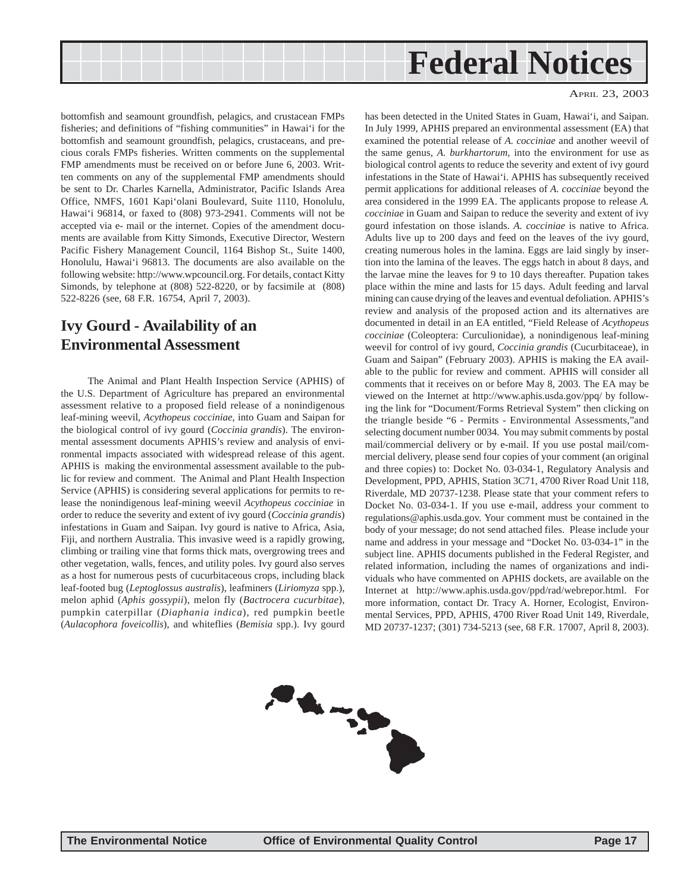bottomfish and seamount groundfish, pelagics, and crustacean FMPs fisheries; and definitions of "fishing communities" in Hawai'i for the bottomfish and seamount groundfish, pelagics, crustaceans, and precious corals FMPs fisheries. Written comments on the supplemental FMP amendments must be received on or before June 6, 2003. Written comments on any of the supplemental FMP amendments should be sent to Dr. Charles Karnella, Administrator, Pacific Islands Area Office, NMFS, 1601 Kapi'olani Boulevard, Suite 1110, Honolulu, Hawai'i 96814, or faxed to (808) 973-2941. Comments will not be accepted via e- mail or the internet. Copies of the amendment documents are available from Kitty Simonds, Executive Director, Western Pacific Fishery Management Council, 1164 Bishop St., Suite 1400, Honolulu, Hawai'i 96813. The documents are also available on the following website: http://www.wpcouncil.org. For details, contact Kitty Simonds, by telephone at (808) 522-8220, or by facsimile at (808) 522-8226 (see, 68 F.R. 16754, April 7, 2003).

## Ivy Gourd - Availability of an Environmental Assessment

The Animal and Plant Health Inspection Service (APHIS) of the U.S. Department of Agriculture has prepared an environmental assessment relative to a proposed field release of a nonindigenous leaf-mining weevil, *Acythopeus cocciniae*, into Guam and Saipan for the biological control of ivy gourd (*Coccinia grandis*). The environmental assessment documents APHIS's review and analysis of environmental impacts associated with widespread release of this agent. APHIS is making the environmental assessment available to the public for review and comment. The Animal and Plant Health Inspection Service (APHIS) is considering several applications for permits to release the nonindigenous leaf-mining weevil *Acythopeus cocciniae* in order to reduce the severity and extent of ivy gourd (*Coccinia grandis*) infestations in Guam and Saipan. Ivy gourd is native to Africa, Asia, Fiji, and northern Australia. This invasive weed is a rapidly growing, climbing or trailing vine that forms thick mats, overgrowing trees and other vegetation, walls, fences, and utility poles. Ivy gourd also serves as a host for numerous pests of cucurbitaceous crops, including black leaf-footed bug (*Leptoglossus australis*), leafminers (*Liriomyza* spp.), melon aphid (*Aphis gossypii*), melon fly (*Bactrocera cucurbitae*), pumpkin caterpillar (*Diaphania indica*), red pumpkin beetle (*Aulacophora foveicollis*), and whiteflies (*Bemisia* spp.). Ivy gourd has been detected in the United States in Guam, Hawai'i, and Saipan. In July 1999, APHIS prepared an environmental assessment (EA) that examined the potential release of *A. cocciniae* and another weevil of the same genus, *A. burkhartorum*, into the environment for use as biological control agents to reduce the severity and extent of ivy gourd infestations in the State of Hawai'i. APHIS has subsequently received permit applications for additional releases of *A. cocciniae* beyond the area considered in the 1999 EA. The applicants propose to release *A. cocciniae* in Guam and Saipan to reduce the severity and extent of ivy gourd infestation on those islands. *A. cocciniae* is native to Africa. Adults live up to 200 days and feed on the leaves of the ivy gourd, creating numerous holes in the lamina. Eggs are laid singly by insertion into the lamina of the leaves. The eggs hatch in about 8 days, and the larvae mine the leaves for 9 to 10 days thereafter. Pupation takes place within the mine and lasts for 15 days. Adult feeding and larval mining can cause drying of the leaves and eventual defoliation. APHIS's review and analysis of the proposed action and its alternatives are documented in detail in an EA entitled, "Field Release of *Acythopeus cocciniae* (Coleoptera: Curculionidae), a nonindigenous leaf-mining weevil for control of ivy gourd, *Coccinia grandis* (Cucurbitaceae), in Guam and Saipan" (February 2003). APHIS is making the EA available to the public for review and comment. APHIS will consider all comments that it receives on or before May 8, 2003. The EA may be viewed on the Internet at http://www.aphis.usda.gov/ppq/ by following the link for "Document/Forms Retrieval System" then clicking on the triangle beside "6 - Permits - Environmental Assessments,"and selecting document number 0034. You may submit comments by postal mail/commercial delivery or by e-mail. If you use postal mail/commercial delivery, please send four copies of your comment (an original and three copies) to: Docket No. 03-034-1, Regulatory Analysis and Development, PPD, APHIS, Station 3C71, 4700 River Road Unit 118, Riverdale, MD 20737-1238. Please state that your comment refers to Docket No. 03-034-1. If you use e-mail, address your comment to regulations@aphis.usda.gov. Your comment must be contained in the body of your message; do not send attached files. Please include your name and address in your message and "Docket No. 03-034-1" in the subject line. APHIS documents published in the Federal Register, and related information, including the names of organizations and individuals who have commented on APHIS dockets, are available on the Internet at http://www.aphis.usda.gov/ppd/rad/webrepor.html. For more information, contact Dr. Tracy A. Horner, Ecologist, Environmental Services, PPD, APHIS, 4700 River Road Unit 149, Riverdale, MD 20737-1237; (301) 734-5213 (see, 68 F.R. 17007, April 8, 2003).